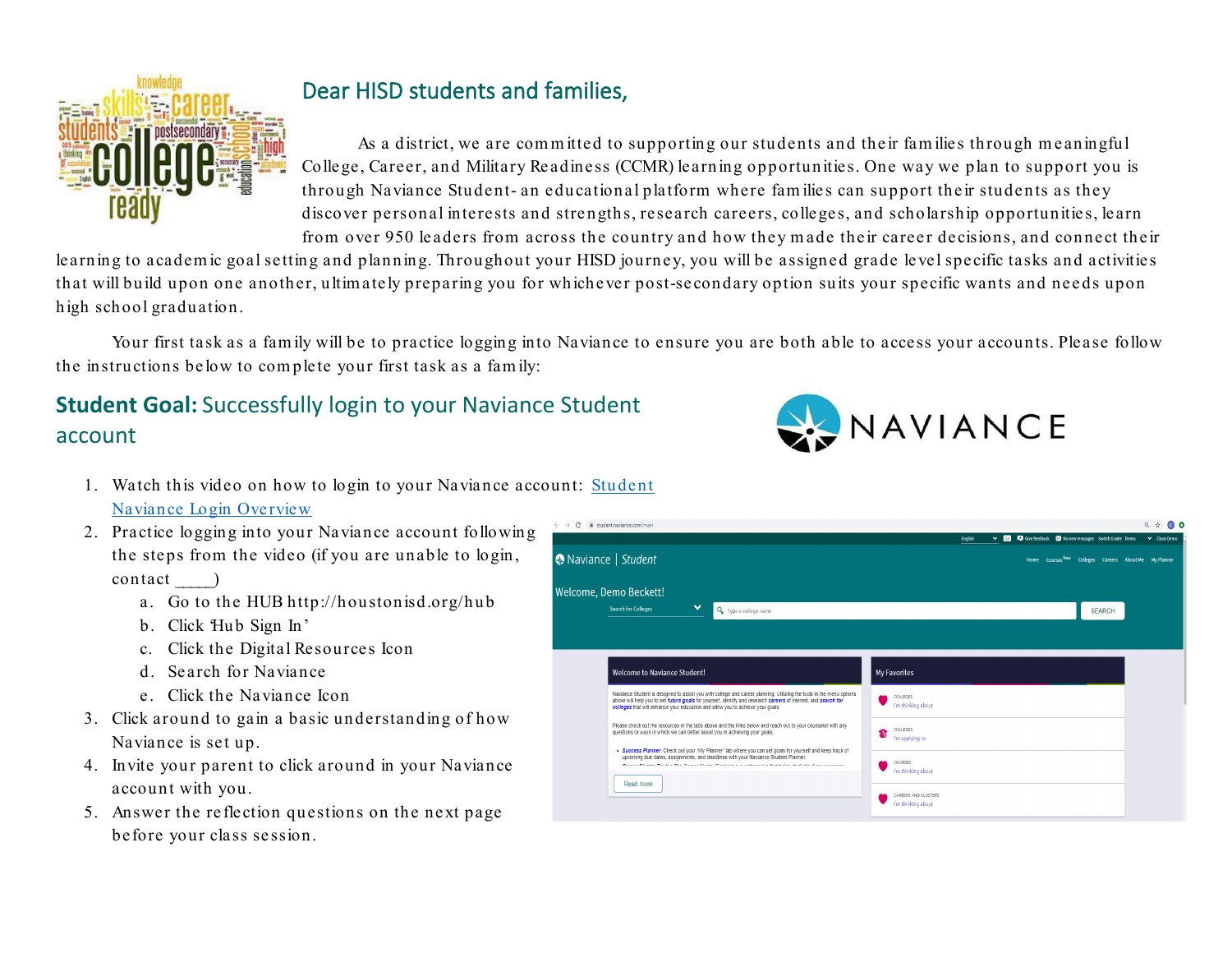## Dear HISD students and families,

As a district, we are committed to supporting our students and their families through meaningful College, Career, and Military Readiness (CCMR) learning opportunities. One way we plan to support you is through Naviance Student- an educational platform where families can support their students as they discover personal interests and strengths, research careers, colleges, and scholarship opportunities, learn from over 950 leaders from across the country and how they made their career decisions, and connect their learning to academic goal setting and planning. Throughout your HISD journey, you will be assigned grade level specific tasks and activities that will build upon one another, ultimately preparing you for whichever post-secondary option suits your specific wants and needs upon high school graduation.

Your first task as a family will be to practice logging into Naviance to ensure you are both able to access your accounts. Please follow the instructions below to complete your first task as a family:

## **Student Goal:** Successfully login to your Naviance Student account

1. Watch this video on how to login to your Naviance account: Student Naviance Login Overview
2. Practice logging into your Naviance account following the steps from the video (if you are unable to login, contact ____)
   a. Go to the HUB http://houstonisd.org/hub
   b. Click 'Hub Sign In'
   c. Click the Digital Resources Icon
   d. Search for Naviance
   e. Click the Naviance Icon
3. Click around to gain a basic understanding of how Naviance is set up.
4. Invite your parent to click around in your Naviance account with you.
5. Answer the reflection questions on the next page before your class session.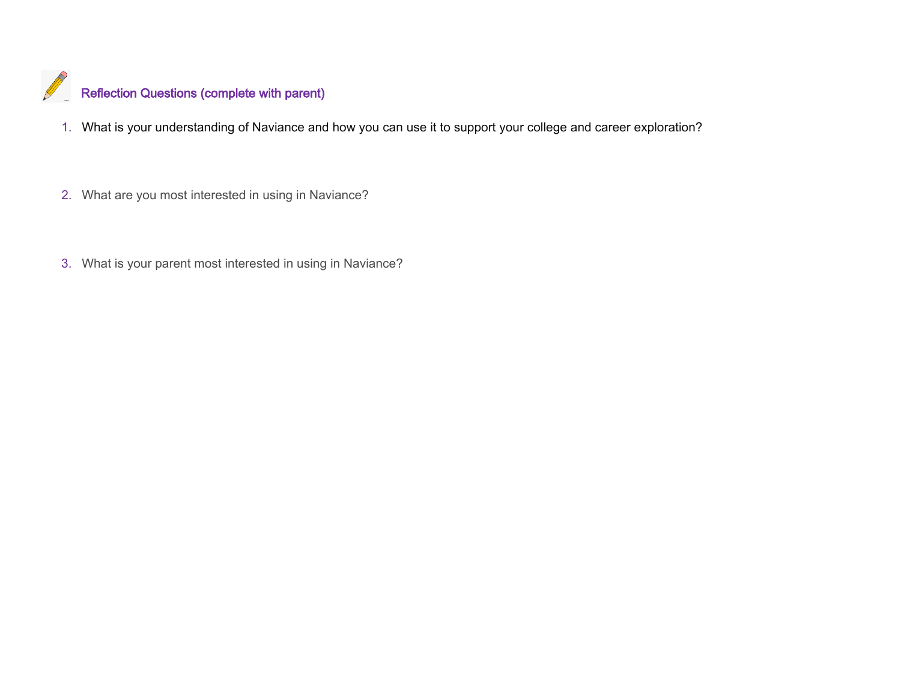### Reflection Questions (complete with parent)

1. What is your understanding of Naviance and how you can use it to support your college and career exploration?

2. What are you most interested in using in Naviance?

3. What is your parent most interested in using in Naviance?